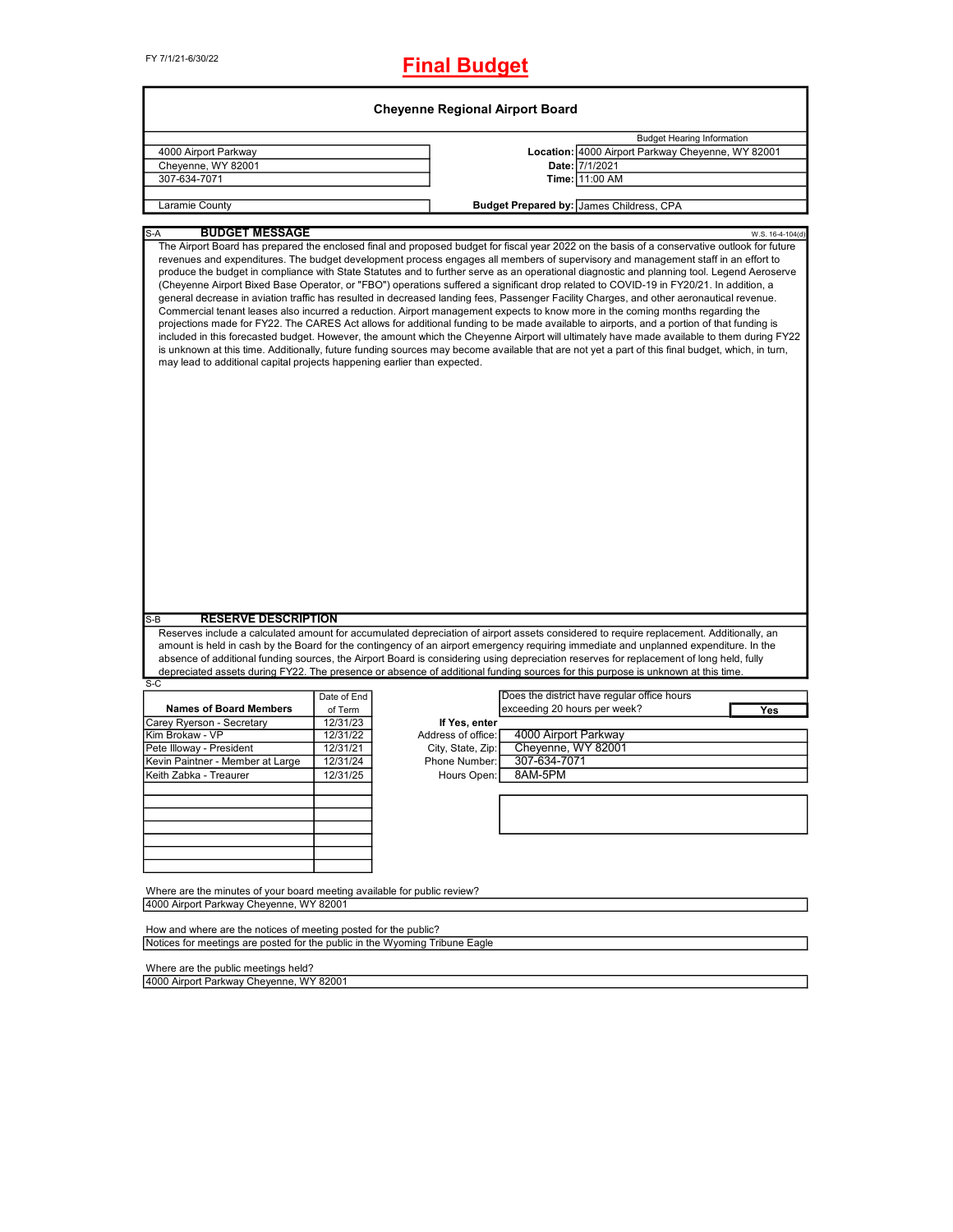FY 7/1/21-6/30/22

# Final Budget

## Cheyenne Regional Airport Board

| | Budget Hearing Information | |
|---|---|---|
| 4000 Airport Parkway | **Location:** | 4000 Airport Parkway Cheyenne, WY 82001 |
| Cheyenne, WY 82001 | **Date:** | 7/1/2021 |
| 307-634-7071 | **Time:** | 11:00 AM |
| Laramie County | **Budget Prepared by:** | James Childress, CPA |

### S-A BUDGET MESSAGE

W.S. 16-4-104(d)

The Airport Board has prepared the enclosed final and proposed budget for fiscal year 2022 on the basis of a conservative outlook for future revenues and expenditures. The budget development process engages all members of supervisory and management staff in an effort to produce the budget in compliance with State Statutes and to further serve as an operational diagnostic and planning tool. Legend Aeroserve (Cheyenne Airport Bixed Base Operator, or "FBO") operations suffered a significant drop related to COVID-19 in FY20/21. In addition, a general decrease in aviation traffic has resulted in decreased landing fees, Passenger Facility Charges, and other aeronautical revenue. Commercial tenant leases also incurred a reduction. Airport management expects to know more in the coming months regarding the projections made for FY22. The CARES Act allows for additional funding to be made available to airports, and a portion of that funding is included in this forecasted budget. However, the amount which the Cheyenne Airport will ultimately have made available to them during FY22 is unknown at this time. Additionally, future funding sources may become available that are not yet a part of this final budget, which, in turn, may lead to additional capital projects happening earlier than expected.

### S-B RESERVE DESCRIPTION

Reserves include a calculated amount for accumulated depreciation of airport assets considered to require replacement. Additionally, an amount is held in cash by the Board for the contingency of an airport emergency requiring immediate and unplanned expenditure. In the absence of additional funding sources, the Airport Board is considering using depreciation reserves for replacement of long held, fully depreciated assets during FY22. The presence or absence of additional funding sources for this purpose is unknown at this time.

### S-C

| Names of Board Members | Date of End of Term |
|---|---|
| Carey Ryerson - Secretary | 12/31/23 |
| Kim Brokaw - VP | 12/31/22 |
| Pete Illoway - President | 12/31/21 |
| Kevin Paintner - Member at Large | 12/31/24 |
| Keith Zabka - Treaurer | 12/31/25 |

Does the district have regular office hours exceeding 20 hours per week? **Yes**

**If Yes, enter**

| | |
|---|---|
| Address of office: | 4000 Airport Parkway |
| City, State, Zip: | Cheyenne, WY 82001 |
| Phone Number: | 307-634-7071 |
| Hours Open: | 8AM-5PM |

Where are the minutes of your board meeting available for public review?

4000 Airport Parkway Cheyenne, WY 82001

How and where are the notices of meeting posted for the public?

Notices for meetings are posted for the public in the Wyoming Tribune Eagle

Where are the public meetings held?

4000 Airport Parkway Cheyenne, WY 82001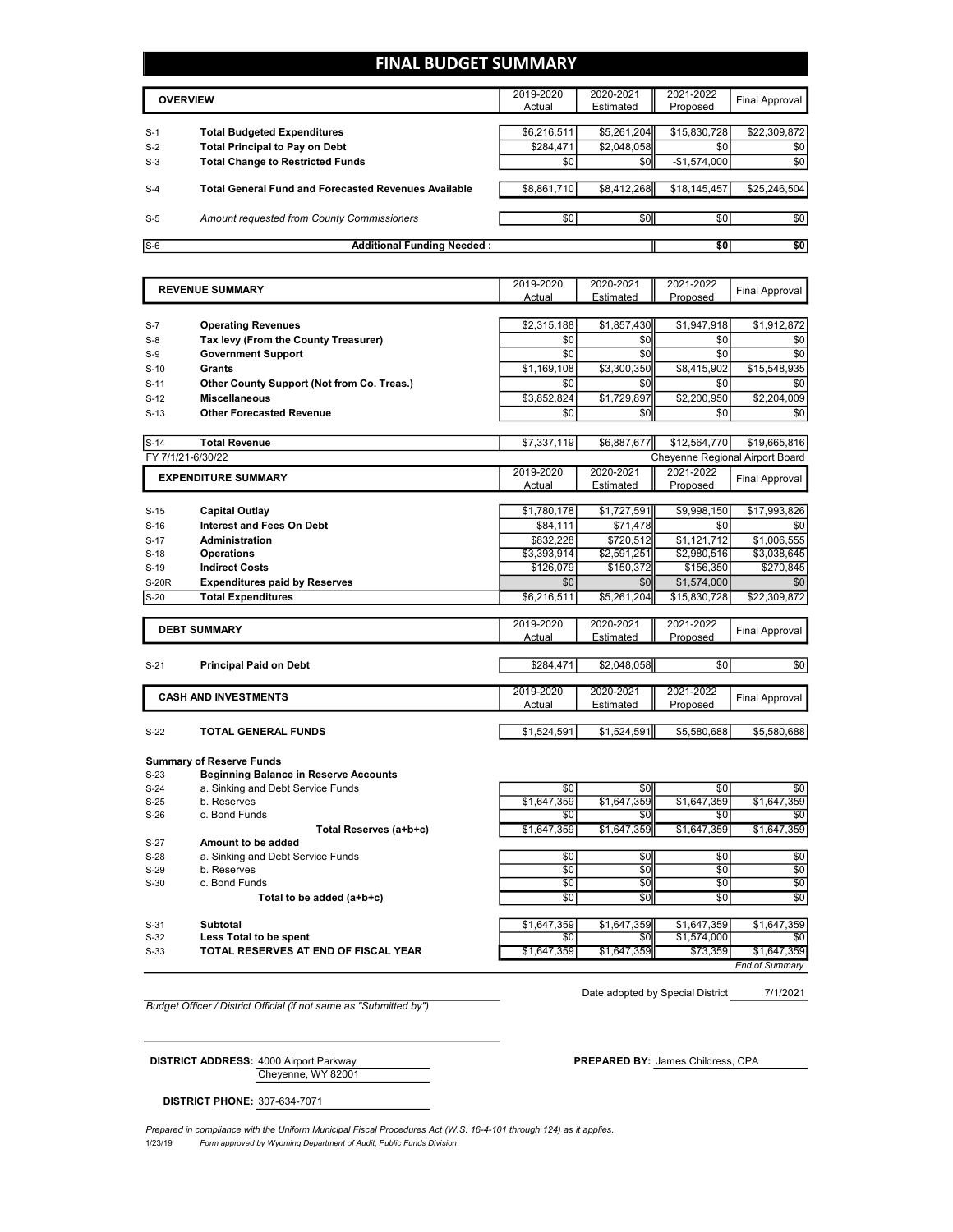# FINAL BUDGET SUMMARY

| | OVERVIEW | 2019-2020 Actual | 2020-2021 Estimated | 2021-2022 Proposed | Final Approval |
|---|---|---|---|---|---|
| S-1 | **Total Budgeted Expenditures** | $6,216,511 | $5,261,204 | $15,830,728 | $22,309,872 |
| S-2 | **Total Principal to Pay on Debt** | $284,471 | $2,048,058 | $0 | $0 |
| S-3 | **Total Change to Restricted Funds** | $0 | $0 | -$1,574,000 | $0 |
| S-4 | **Total General Fund and Forecasted Revenues Available** | $8,861,710 | $8,412,268 | $18,145,457 | $25,246,504 |
| S-5 | *Amount requested from County Commissioners* | $0 | $0 | $0 | $0 |
| S-6 | **Additional Funding Needed :** | | | **$0** | **$0** |

| | REVENUE SUMMARY | 2019-2020 Actual | 2020-2021 Estimated | 2021-2022 Proposed | Final Approval |
|---|---|---|---|---|---|
| S-7 | **Operating Revenues** | $2,315,188 | $1,857,430 | $1,947,918 | $1,912,872 |
| S-8 | **Tax levy (From the County Treasurer)** | $0 | $0 | $0 | $0 |
| S-9 | **Government Support** | $0 | $0 | $0 | $0 |
| S-10 | **Grants** | $1,169,108 | $3,300,350 | $8,415,902 | $15,548,935 |
| S-11 | **Other County Support (Not from Co. Treas.)** | $0 | $0 | $0 | $0 |
| S-12 | **Miscellaneous** | $3,852,824 | $1,729,897 | $2,200,950 | $2,204,009 |
| S-13 | **Other Forecasted Revenue** | $0 | $0 | $0 | $0 |
| S-14 | **Total Revenue** | $7,337,119 | $6,887,677 | $12,564,770 | $19,665,816 |

FY 7/1/21-6/30/22 — Cheyenne Regional Airport Board

| | EXPENDITURE SUMMARY | 2019-2020 Actual | 2020-2021 Estimated | 2021-2022 Proposed | Final Approval |
|---|---|---|---|---|---|
| S-15 | **Capital Outlay** | $1,780,178 | $1,727,591 | $9,998,150 | $17,993,826 |
| S-16 | **Interest and Fees On Debt** | $84,111 | $71,478 | $0 | $0 |
| S-17 | **Administration** | $832,228 | $720,512 | $1,121,712 | $1,006,555 |
| S-18 | **Operations** | $3,393,914 | $2,591,251 | $2,980,516 | $3,038,645 |
| S-19 | **Indirect Costs** | $126,079 | $150,372 | $156,350 | $270,845 |
| S-20R | **Expenditures paid by Reserves** | $0 | $0 | $1,574,000 | $0 |
| S-20 | **Total Expenditures** | $6,216,511 | $5,261,204 | $15,830,728 | $22,309,872 |

| | DEBT SUMMARY | 2019-2020 Actual | 2020-2021 Estimated | 2021-2022 Proposed | Final Approval |
|---|---|---|---|---|---|
| S-21 | **Principal Paid on Debt** | $284,471 | $2,048,058 | $0 | $0 |

| | CASH AND INVESTMENTS | 2019-2020 Actual | 2020-2021 Estimated | 2021-2022 Proposed | Final Approval |
|---|---|---|---|---|---|
| S-22 | **TOTAL GENERAL FUNDS** | $1,524,591 | $1,524,591 | $5,580,688 | $5,580,688 |
| | **Summary of Reserve Funds** | | | | |
| S-23 | **Beginning Balance in Reserve Accounts** | | | | |
| S-24 | a. Sinking and Debt Service Funds | $0 | $0 | $0 | $0 |
| S-25 | b. Reserves | $1,647,359 | $1,647,359 | $1,647,359 | $1,647,359 |
| S-26 | c. Bond Funds | $0 | $0 | $0 | $0 |
| | **Total Reserves (a+b+c)** | $1,647,359 | $1,647,359 | $1,647,359 | $1,647,359 |
| S-27 | **Amount to be added** | | | | |
| S-28 | a. Sinking and Debt Service Funds | $0 | $0 | $0 | $0 |
| S-29 | b. Reserves | $0 | $0 | $0 | $0 |
| S-30 | c. Bond Funds | $0 | $0 | $0 | $0 |
| | **Total to be added (a+b+c)** | $0 | $0 | $0 | $0 |
| S-31 | **Subtotal** | $1,647,359 | $1,647,359 | $1,647,359 | $1,647,359 |
| S-32 | **Less Total to be spent** | $0 | $0 | $1,574,000 | $0 |
| S-33 | **TOTAL RESERVES AT END OF FISCAL YEAR** | $1,647,359 | $1,647,359 | $73,359 | $1,647,359 |

*End of Summary*

Date adopted by Special District: 7/1/2021

*Budget Officer / District Official (if not same as "Submitted by")*

**DISTRICT ADDRESS:** 4000 Airport Parkway
Cheyenne, WY 82001

**PREPARED BY:** James Childress, CPA

**DISTRICT PHONE:** 307-634-7071

*Prepared in compliance with the Uniform Municipal Fiscal Procedures Act (W.S. 16-4-101 through 124) as it applies.*

1/23/19 *Form approved by Wyoming Department of Audit, Public Funds Division*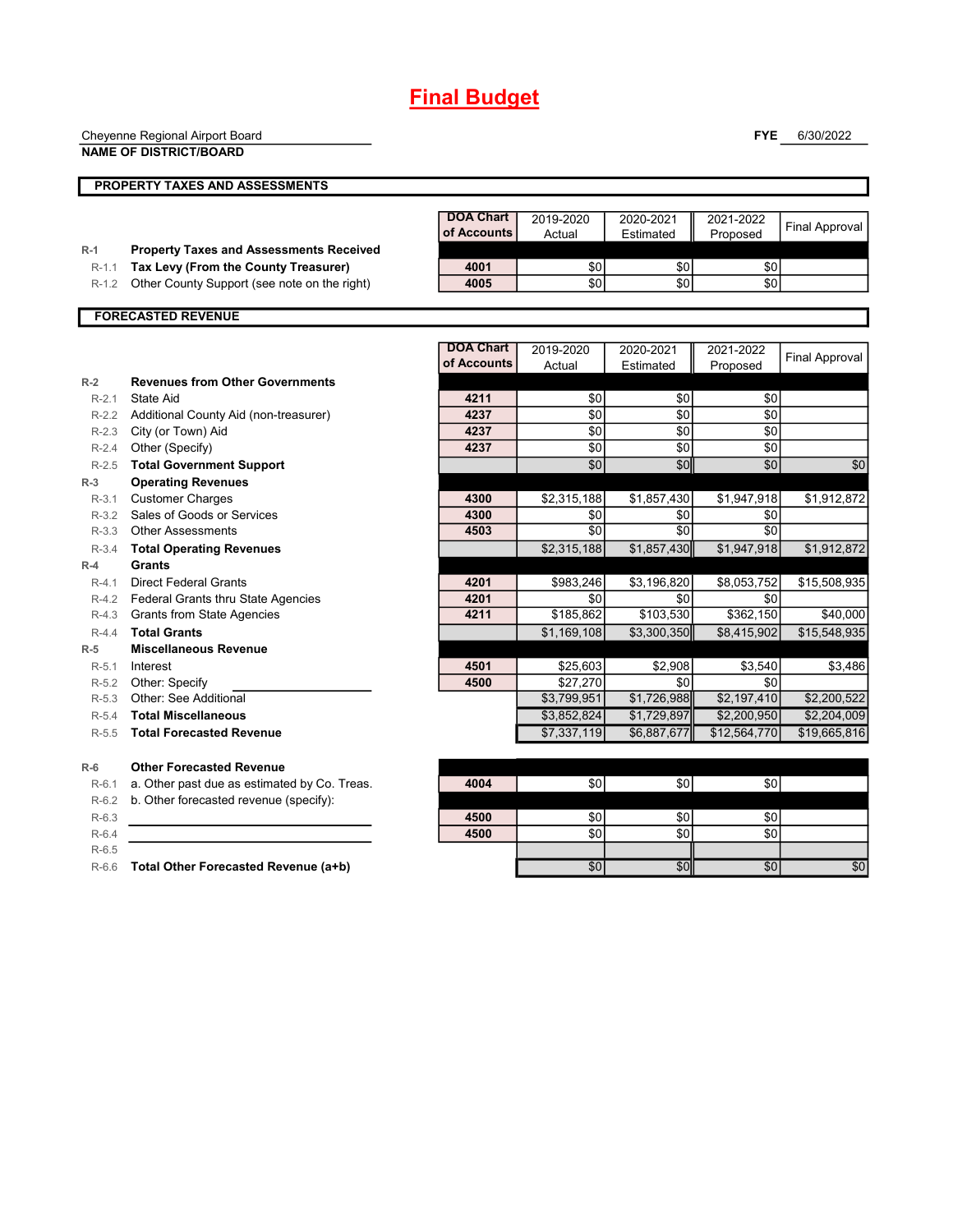# Final Budget

Cheyenne Regional Airport Board
**NAME OF DISTRICT/BOARD**

**FYE** 6/30/2022

## PROPERTY TAXES AND ASSESSMENTS

| | | DOA Chart of Accounts | 2019-2020 Actual | 2020-2021 Estimated | 2021-2022 Proposed | Final Approval |
|---|---|---|---|---|---|---|
| R-1 | **Property Taxes and Assessments Received** | | | | | |
| R-1.1 | **Tax Levy (From the County Treasurer)** | 4001 | $0 | $0 | $0 | |
| R-1.2 | Other County Support (see note on the right) | 4005 | $0 | $0 | $0 | |

## FORECASTED REVENUE

| | | DOA Chart of Accounts | 2019-2020 Actual | 2020-2021 Estimated | 2021-2022 Proposed | Final Approval |
|---|---|---|---|---|---|---|
| R-2 | **Revenues from Other Governments** | | | | | |
| R-2.1 | State Aid | 4211 | $0 | $0 | $0 | |
| R-2.2 | Additional County Aid (non-treasurer) | 4237 | $0 | $0 | $0 | |
| R-2.3 | City (or Town) Aid | 4237 | $0 | $0 | $0 | |
| R-2.4 | Other (Specify) | 4237 | $0 | $0 | $0 | |
| R-2.5 | **Total Government Support** | | $0 | $0 | $0 | $0 |
| R-3 | **Operating Revenues** | | | | | |
| R-3.1 | Customer Charges | 4300 | $2,315,188 | $1,857,430 | $1,947,918 | $1,912,872 |
| R-3.2 | Sales of Goods or Services | 4300 | $0 | $0 | $0 | |
| R-3.3 | Other Assessments | 4503 | $0 | $0 | $0 | |
| R-3.4 | **Total Operating Revenues** | | $2,315,188 | $1,857,430 | $1,947,918 | $1,912,872 |
| R-4 | **Grants** | | | | | |
| R-4.1 | Direct Federal Grants | 4201 | $983,246 | $3,196,820 | $8,053,752 | $15,508,935 |
| R-4.2 | Federal Grants thru State Agencies | 4201 | $0 | $0 | $0 | |
| R-4.3 | Grants from State Agencies | 4211 | $185,862 | $103,530 | $362,150 | $40,000 |
| R-4.4 | **Total Grants** | | $1,169,108 | $3,300,350 | $8,415,902 | $15,548,935 |
| R-5 | **Miscellaneous Revenue** | | | | | |
| R-5.1 | Interest | 4501 | $25,603 | $2,908 | $3,540 | $3,486 |
| R-5.2 | Other: Specify | 4500 | $27,270 | $0 | $0 | |
| R-5.3 | Other: See Additional | | $3,799,951 | $1,726,988 | $2,197,410 | $2,200,522 |
| R-5.4 | **Total Miscellaneous** | | $3,852,824 | $1,729,897 | $2,200,950 | $2,204,009 |
| R-5.5 | **Total Forecasted Revenue** | | $7,337,119 | $6,887,677 | $12,564,770 | $19,665,816 |
| R-6 | **Other Forecasted Revenue** | | | | | |
| R-6.1 | a. Other past due as estimated by Co. Treas. | 4004 | $0 | $0 | $0 | |
| R-6.2 | b. Other forecasted revenue (specify): | | | | | |
| R-6.3 | | 4500 | $0 | $0 | $0 | |
| R-6.4 | | 4500 | $0 | $0 | $0 | |
| R-6.5 | | | | | | |
| R-6.6 | **Total Other Forecasted Revenue (a+b)** | | $0 | $0 | $0 | $0 |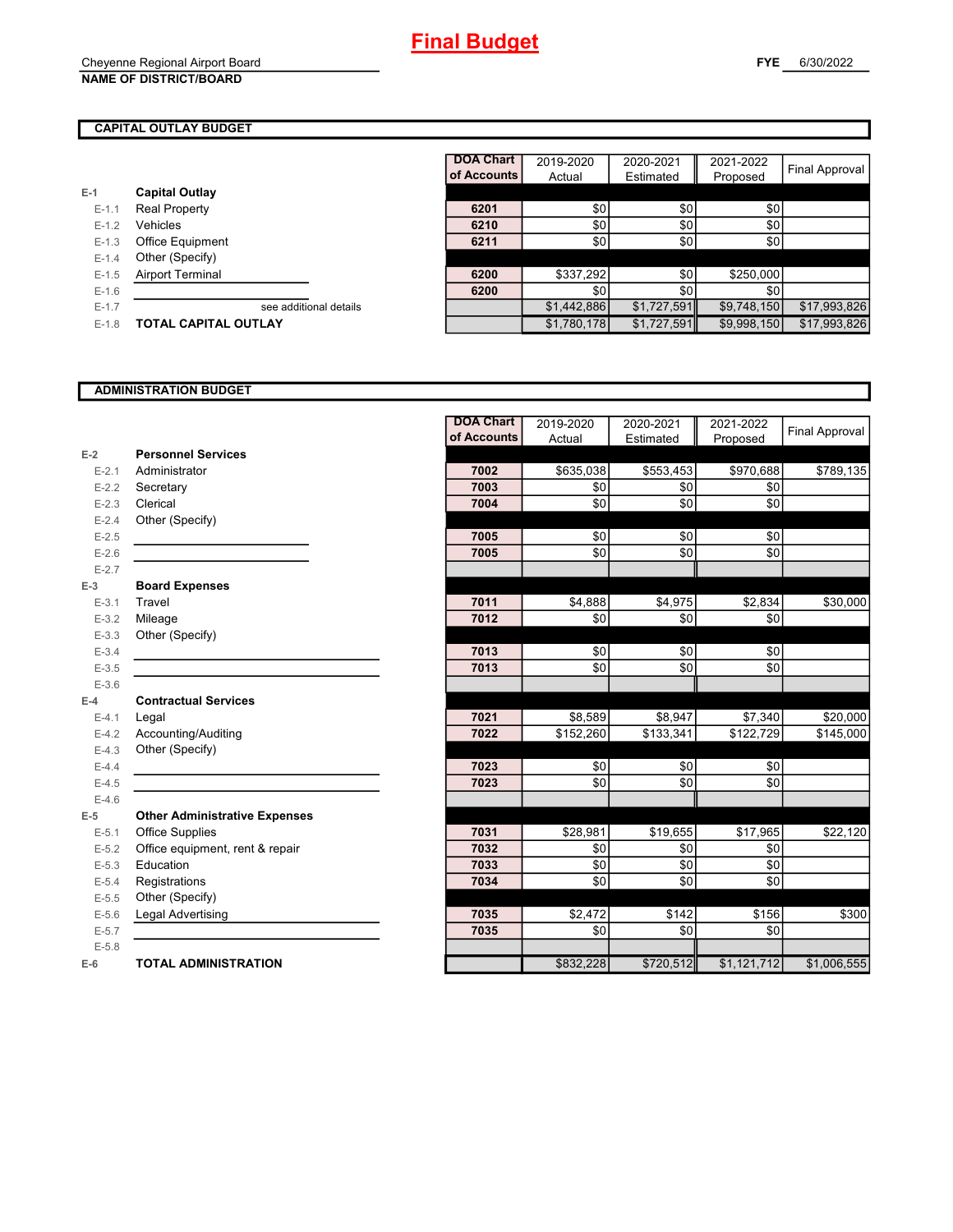# Final Budget

Cheyenne Regional Airport Board
**NAME OF DISTRICT/BOARD**

**FYE** 6/30/2022

## CAPITAL OUTLAY BUDGET

| | | DOA Chart of Accounts | 2019-2020 Actual | 2020-2021 Estimated | 2021-2022 Proposed | Final Approval |
|---|---|---|---|---|---|---|
| **E-1** | **Capital Outlay** | | | | | |
| E-1.1 | Real Property | 6201 | $0 | $0 | $0 | |
| E-1.2 | Vehicles | 6210 | $0 | $0 | $0 | |
| E-1.3 | Office Equipment | 6211 | $0 | $0 | $0 | |
| E-1.4 | Other (Specify) | | | | | |
| E-1.5 | Airport Terminal | 6200 | $337,292 | $0 | $250,000 | |
| E-1.6 | | 6200 | $0 | $0 | $0 | |
| E-1.7 | see additional details | | $1,442,886 | $1,727,591 | $9,748,150 | $17,993,826 |
| E-1.8 | **TOTAL CAPITAL OUTLAY** | | $1,780,178 | $1,727,591 | $9,998,150 | $17,993,826 |

## ADMINISTRATION BUDGET

| | | DOA Chart of Accounts | 2019-2020 Actual | 2020-2021 Estimated | 2021-2022 Proposed | Final Approval |
|---|---|---|---|---|---|---|
| **E-2** | **Personnel Services** | | | | | |
| E-2.1 | Administrator | 7002 | $635,038 | $553,453 | $970,688 | $789,135 |
| E-2.2 | Secretary | 7003 | $0 | $0 | $0 | |
| E-2.3 | Clerical | 7004 | $0 | $0 | $0 | |
| E-2.4 | Other (Specify) | | | | | |
| E-2.5 | | 7005 | $0 | $0 | $0 | |
| E-2.6 | | 7005 | $0 | $0 | $0 | |
| E-2.7 | | | | | | |
| **E-3** | **Board Expenses** | | | | | |
| E-3.1 | Travel | 7011 | $4,888 | $4,975 | $2,834 | $30,000 |
| E-3.2 | Mileage | 7012 | $0 | $0 | $0 | |
| E-3.3 | Other (Specify) | | | | | |
| E-3.4 | | 7013 | $0 | $0 | $0 | |
| E-3.5 | | 7013 | $0 | $0 | $0 | |
| E-3.6 | | | | | | |
| **E-4** | **Contractual Services** | | | | | |
| E-4.1 | Legal | 7021 | $8,589 | $8,947 | $7,340 | $20,000 |
| E-4.2 | Accounting/Auditing | 7022 | $152,260 | $133,341 | $122,729 | $145,000 |
| E-4.3 | Other (Specify) | | | | | |
| E-4.4 | | 7023 | $0 | $0 | $0 | |
| E-4.5 | | 7023 | $0 | $0 | $0 | |
| E-4.6 | | | | | | |
| **E-5** | **Other Administrative Expenses** | | | | | |
| E-5.1 | Office Supplies | 7031 | $28,981 | $19,655 | $17,965 | $22,120 |
| E-5.2 | Office equipment, rent & repair | 7032 | $0 | $0 | $0 | |
| E-5.3 | Education | 7033 | $0 | $0 | $0 | |
| E-5.4 | Registrations | 7034 | $0 | $0 | $0 | |
| E-5.5 | Other (Specify) | | | | | |
| E-5.6 | Legal Advertising | 7035 | $2,472 | $142 | $156 | $300 |
| E-5.7 | | 7035 | $0 | $0 | $0 | |
| E-5.8 | | | | | | |
| **E-6** | **TOTAL ADMINISTRATION** | | $832,228 | $720,512 | $1,121,712 | $1,006,555 |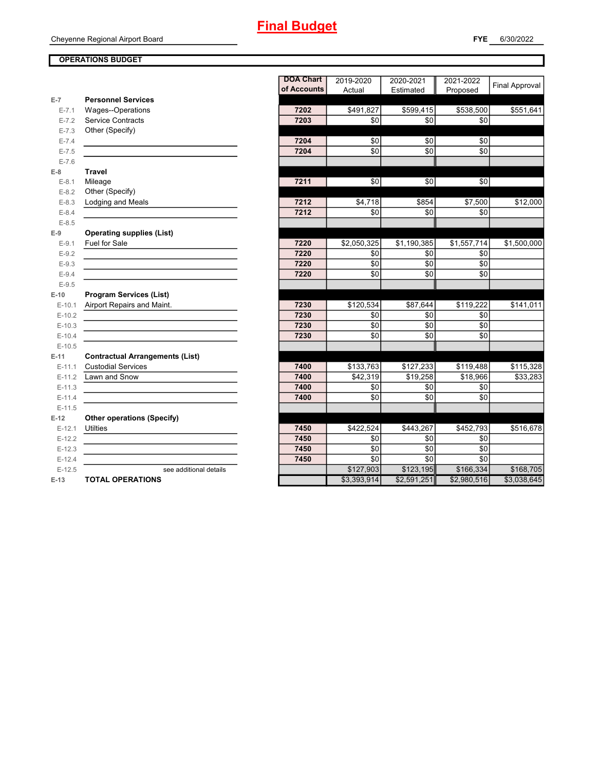# Final Budget

Cheyenne Regional Airport Board

**FYE** 6/30/2022

**OPERATIONS BUDGET**

| | | DOA Chart of Accounts | 2019-2020 Actual | 2020-2021 Estimated | 2021-2022 Proposed | Final Approval |
|---|---|---|---|---|---|---|
| E-7 | **Personnel Services** | | | | | |
| E-7.1 | Wages--Operations | 7202 | $491,827 | $599,415 | $538,500 | $551,641 |
| E-7.2 | Service Contracts | 7203 | $0 | $0 | $0 | |
| E-7.3 | Other (Specify) | | | | | |
| E-7.4 | | 7204 | $0 | $0 | $0 | |
| E-7.5 | | 7204 | $0 | $0 | $0 | |
| E-7.6 | | | | | | |
| E-8 | **Travel** | | | | | |
| E-8.1 | Mileage | 7211 | $0 | $0 | $0 | |
| E-8.2 | Other (Specify) | | | | | |
| E-8.3 | Lodging and Meals | 7212 | $4,718 | $854 | $7,500 | $12,000 |
| E-8.4 | | 7212 | $0 | $0 | $0 | |
| E-8.5 | | | | | | |
| E-9 | **Operating supplies (List)** | | | | | |
| E-9.1 | Fuel for Sale | 7220 | $2,050,325 | $1,190,385 | $1,557,714 | $1,500,000 |
| E-9.2 | | 7220 | $0 | $0 | $0 | |
| E-9.3 | | 7220 | $0 | $0 | $0 | |
| E-9.4 | | 7220 | $0 | $0 | $0 | |
| E-9.5 | | | | | | |
| E-10 | **Program Services (List)** | | | | | |
| E-10.1 | Airport Repairs and Maint. | 7230 | $120,534 | $87,644 | $119,222 | $141,011 |
| E-10.2 | | 7230 | $0 | $0 | $0 | |
| E-10.3 | | 7230 | $0 | $0 | $0 | |
| E-10.4 | | 7230 | $0 | $0 | $0 | |
| E-10.5 | | | | | | |
| E-11 | **Contractual Arrangements (List)** | | | | | |
| E-11.1 | Custodial Services | 7400 | $133,763 | $127,233 | $119,488 | $115,328 |
| E-11.2 | Lawn and Snow | 7400 | $42,319 | $19,258 | $18,966 | $33,283 |
| E-11.3 | | 7400 | $0 | $0 | $0 | |
| E-11.4 | | 7400 | $0 | $0 | $0 | |
| E-11.5 | | | | | | |
| E-12 | **Other operations (Specify)** | | | | | |
| E-12.1 | Utilties | 7450 | $422,524 | $443,267 | $452,793 | $516,678 |
| E-12.2 | | 7450 | $0 | $0 | $0 | |
| E-12.3 | | 7450 | $0 | $0 | $0 | |
| E-12.4 | | 7450 | $0 | $0 | $0 | |
| E-12.5 | see additional details | | $127,903 | $123,195 | $166,334 | $168,705 |
| E-13 | **TOTAL OPERATIONS** | | $3,393,914 | $2,591,251 | $2,980,516 | $3,038,645 |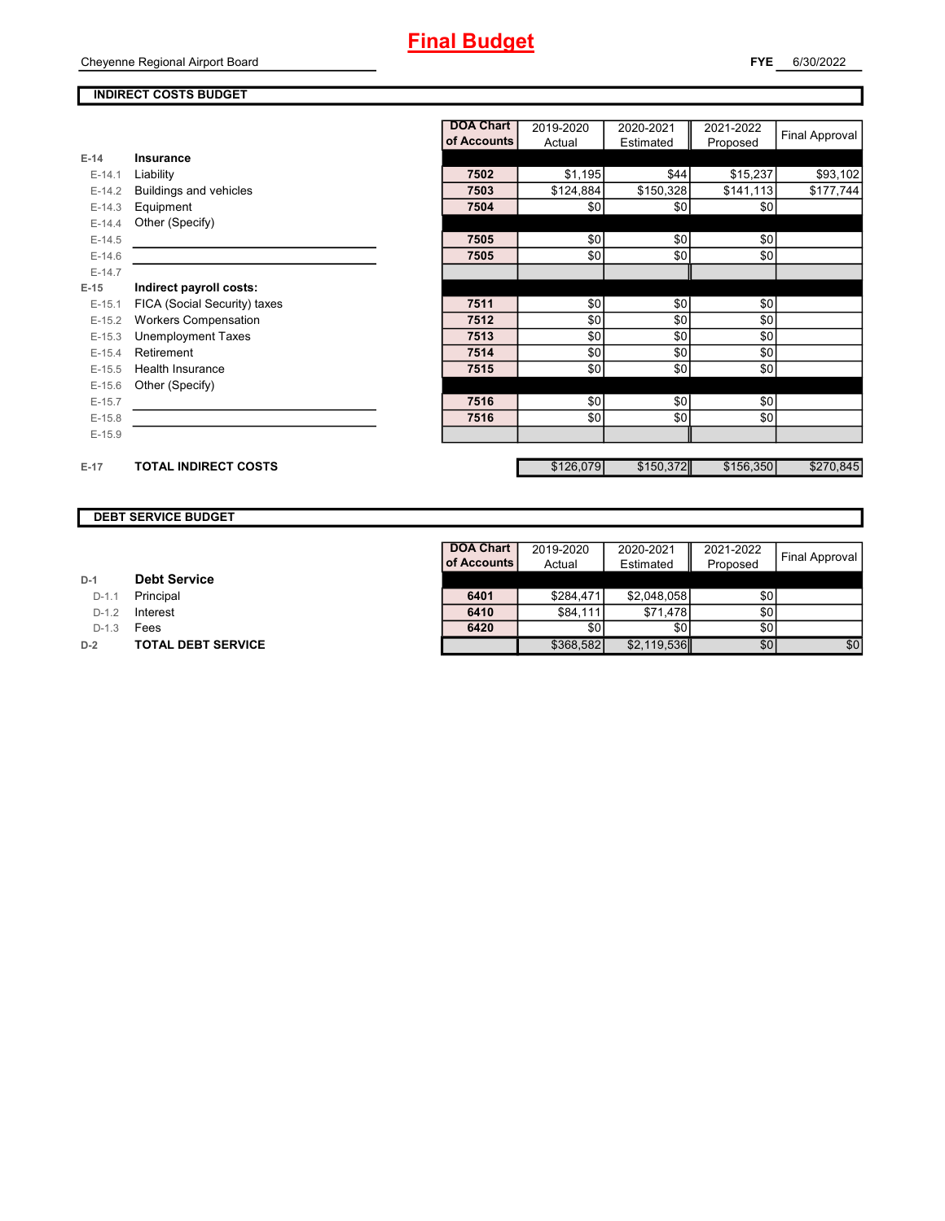# Final Budget

Cheyenne Regional Airport Board

**FYE** 6/30/2022

## INDIRECT COSTS BUDGET

| | | DOA Chart of Accounts | 2019-2020 Actual | 2020-2021 Estimated | 2021-2022 Proposed | Final Approval |
|---|---|---|---|---|---|---|
| **E-14** | **Insurance** | | | | | |
| E-14.1 | Liability | 7502 | $1,195 | $44 | $15,237 | $93,102 |
| E-14.2 | Buildings and vehicles | 7503 | $124,884 | $150,328 | $141,113 | $177,744 |
| E-14.3 | Equipment | 7504 | $0 | $0 | $0 | |
| E-14.4 | Other (Specify) | | | | | |
| E-14.5 | | 7505 | $0 | $0 | $0 | |
| E-14.6 | | 7505 | $0 | $0 | $0 | |
| E-14.7 | | | | | | |
| **E-15** | **Indirect payroll costs:** | | | | | |
| E-15.1 | FICA (Social Security) taxes | 7511 | $0 | $0 | $0 | |
| E-15.2 | Workers Compensation | 7512 | $0 | $0 | $0 | |
| E-15.3 | Unemployment Taxes | 7513 | $0 | $0 | $0 | |
| E-15.4 | Retirement | 7514 | $0 | $0 | $0 | |
| E-15.5 | Health Insurance | 7515 | $0 | $0 | $0 | |
| E-15.6 | Other (Specify) | | | | | |
| E-15.7 | | 7516 | $0 | $0 | $0 | |
| E-15.8 | | 7516 | $0 | $0 | $0 | |
| E-15.9 | | | | | | |
| **E-17** | **TOTAL INDIRECT COSTS** | | $126,079 | $150,372 | $156,350 | $270,845 |

## DEBT SERVICE BUDGET

| | | DOA Chart of Accounts | 2019-2020 Actual | 2020-2021 Estimated | 2021-2022 Proposed | Final Approval |
|---|---|---|---|---|---|---|
| **D-1** | **Debt Service** | | | | | |
| D-1.1 | Principal | 6401 | $284,471 | $2,048,058 | $0 | |
| D-1.2 | Interest | 6410 | $84,111 | $71,478 | $0 | |
| D-1.3 | Fees | 6420 | $0 | $0 | $0 | |
| **D-2** | **TOTAL DEBT SERVICE** | | $368,582 | $2,119,536 | $0 | $0 |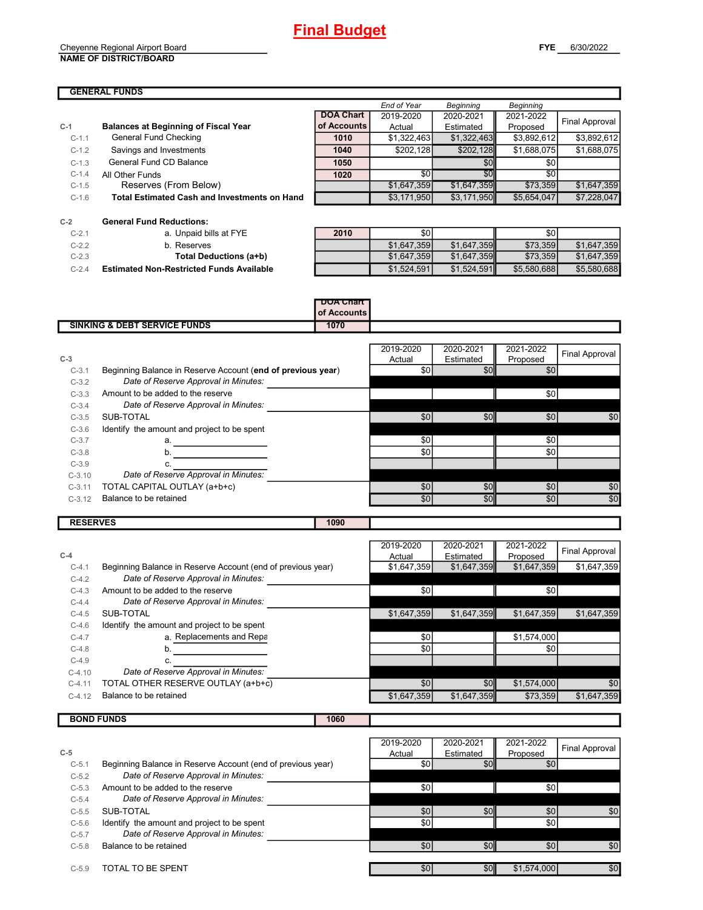# Final Budget

Cheyenne Regional Airport Board
**NAME OF DISTRICT/BOARD**

**FYE** 6/30/2022

## GENERAL FUNDS

| | | DOA Chart of Accounts | *End of Year* 2019-2020 Actual | *Beginning* 2020-2021 Estimated | *Beginning* 2021-2022 Proposed | Final Approval |
|---|---|---|---|---|---|---|
| C-1 | **Balances at Beginning of Fiscal Year** | | | | | |
| C-1.1 | General Fund Checking | 1010 | $1,322,463 | $1,322,463 | $3,892,612 | $3,892,612 |
| C-1.2 | Savings and Investments | 1040 | $202,128 | $202,128 | $1,688,075 | $1,688,075 |
| C-1.3 | General Fund CD Balance | 1050 | | $0 | $0 | |
| C-1.4 | All Other Funds | 1020 | $0 | $0 | $0 | |
| C-1.5 | Reserves (From Below) | | $1,647,359 | $1,647,359 | $73,359 | $1,647,359 |
| C-1.6 | **Total Estimated Cash and Investments on Hand** | | $3,171,950 | $3,171,950 | $5,654,047 | $7,228,047 |
| C-2 | **General Fund Reductions:** | | | | | |
| C-2.1 | a. Unpaid bills at FYE | 2010 | $0 | | $0 | |
| C-2.2 | b. Reserves | | $1,647,359 | $1,647,359 | $73,359 | $1,647,359 |
| C-2.3 | **Total Deductions (a+b)** | | $1,647,359 | $1,647,359 | $73,359 | $1,647,359 |
| C-2.4 | **Estimated Non-Restricted Funds Available** | | $1,524,591 | $1,524,591 | $5,580,688 | $5,580,688 |

## SINKING & DEBT SERVICE FUNDS

DOA Chart of Accounts: 1070

| C-3 | | 2019-2020 Actual | 2020-2021 Estimated | 2021-2022 Proposed | Final Approval |
|---|---|---|---|---|---|
| C-3.1 | Beginning Balance in Reserve Account (**end of previous year**) | $0 | $0 | $0 | |
| C-3.2 | *Date of Reserve Approval in Minutes:* | | | | |
| C-3.3 | Amount to be added to the reserve | | | $0 | |
| C-3.4 | *Date of Reserve Approval in Minutes:* | | | | |
| C-3.5 | SUB-TOTAL | $0 | $0 | $0 | $0 |
| C-3.6 | Identify the amount and project to be spent | | | | |
| C-3.7 | a. | $0 | | $0 | |
| C-3.8 | b. | $0 | | $0 | |
| C-3.9 | c. | | | | |
| C-3.10 | *Date of Reserve Approval in Minutes:* | | | | |
| C-3.11 | TOTAL CAPITAL OUTLAY (a+b+c) | $0 | $0 | $0 | $0 |
| C-3.12 | Balance to be retained | $0 | $0 | $0 | $0 |

## RESERVES

1090

| C-4 | | 2019-2020 Actual | 2020-2021 Estimated | 2021-2022 Proposed | Final Approval |
|---|---|---|---|---|---|
| C-4.1 | Beginning Balance in Reserve Account (end of previous year) | $1,647,359 | $1,647,359 | $1,647,359 | $1,647,359 |
| C-4.2 | *Date of Reserve Approval in Minutes:* | | | | |
| C-4.3 | Amount to be added to the reserve | $0 | | $0 | |
| C-4.4 | *Date of Reserve Approval in Minutes:* | | | | |
| C-4.5 | SUB-TOTAL | $1,647,359 | $1,647,359 | $1,647,359 | $1,647,359 |
| C-4.6 | Identify the amount and project to be spent | | | | |
| C-4.7 | a. Replacements and Repa | $0 | | $1,574,000 | |
| C-4.8 | b. | $0 | | $0 | |
| C-4.9 | c. | | | | |
| C-4.10 | *Date of Reserve Approval in Minutes:* | | | | |
| C-4.11 | TOTAL OTHER RESERVE OUTLAY (a+b+c) | $0 | $0 | $1,574,000 | $0 |
| C-4.12 | Balance to be retained | $1,647,359 | $1,647,359 | $73,359 | $1,647,359 |

## BOND FUNDS

1060

| C-5 | | 2019-2020 Actual | 2020-2021 Estimated | 2021-2022 Proposed | Final Approval |
|---|---|---|---|---|---|
| C-5.1 | Beginning Balance in Reserve Account (end of previous year) | $0 | $0 | $0 | |
| C-5.2 | *Date of Reserve Approval in Minutes:* | | | | |
| C-5.3 | Amount to be added to the reserve | $0 | | $0 | |
| C-5.4 | *Date of Reserve Approval in Minutes:* | | | | |
| C-5.5 | SUB-TOTAL | $0 | $0 | $0 | $0 |
| C-5.6 | Identify the amount and project to be spent | $0 | | $0 | |
| C-5.7 | *Date of Reserve Approval in Minutes:* | | | | |
| C-5.8 | Balance to be retained | $0 | $0 | $0 | $0 |
| C-5.9 | TOTAL TO BE SPENT | $0 | $0 | $1,574,000 | $0 |